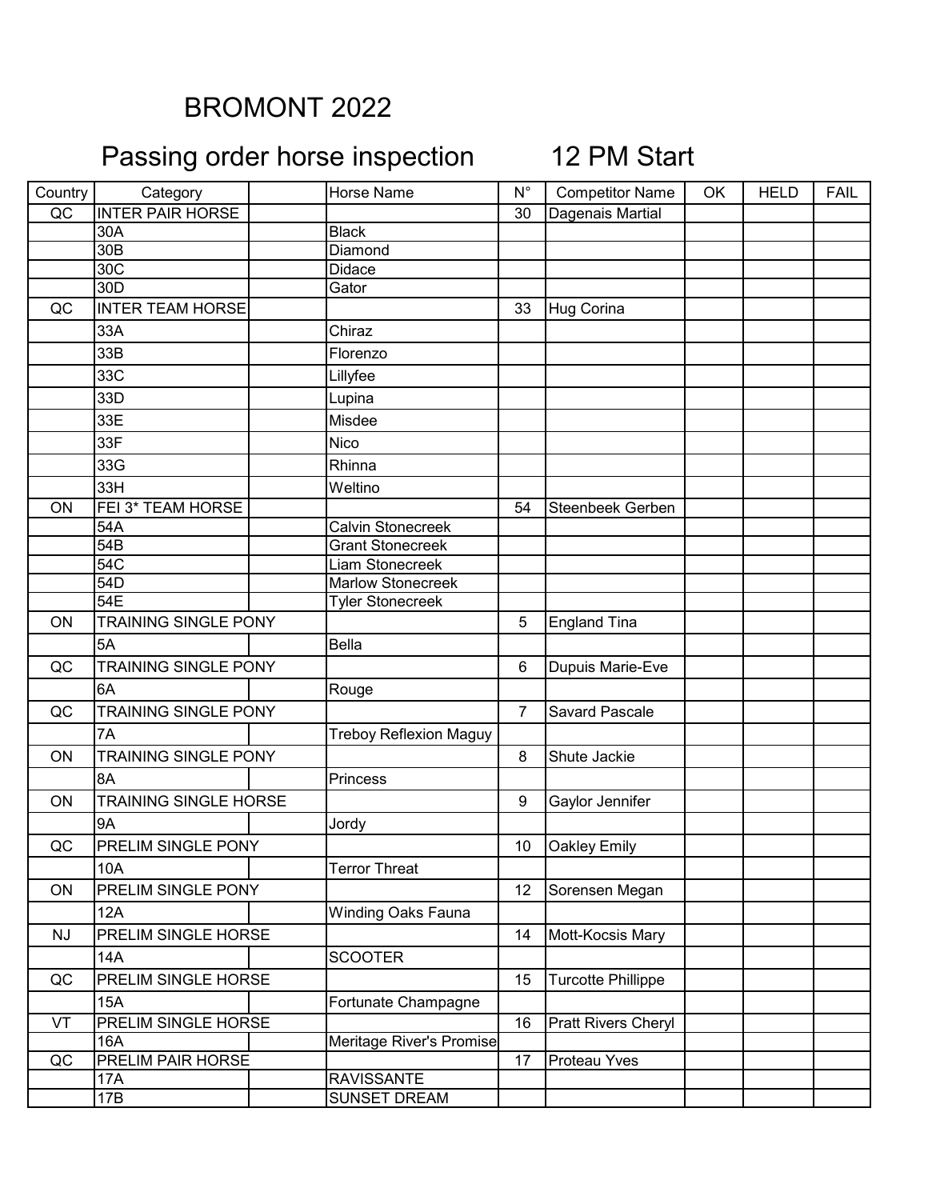# BROMONT 2022

## Passing order horse inspection 12 PM Start

| Country | Category | | Horse Name | N° | Competitor Name | OK | HELD | FAIL |
|---|---|---|---|---|---|---|---|---|
| QC | INTER PAIR HORSE | | | 30 | Dagenais Martial | | | |
| | 30A | | Black | | | | | |
| | 30B | | Diamond | | | | | |
| | 30C | | Didace | | | | | |
| | 30D | | Gator | | | | | |
| QC | INTER TEAM HORSE | | | 33 | Hug Corina | | | |
| | 33A | | Chiraz | | | | | |
| | 33B | | Florenzo | | | | | |
| | 33C | | Lillyfee | | | | | |
| | 33D | | Lupina | | | | | |
| | 33E | | Misdee | | | | | |
| | 33F | | Nico | | | | | |
| | 33G | | Rhinna | | | | | |
| | 33H | | Weltino | | | | | |
| ON | FEI 3* TEAM HORSE | | | 54 | Steenbeek Gerben | | | |
| | 54A | | Calvin Stonecreek | | | | | |
| | 54B | | Grant Stonecreek | | | | | |
| | 54C | | Liam Stonecreek | | | | | |
| | 54D | | Marlow Stonecreek | | | | | |
| | 54E | | Tyler Stonecreek | | | | | |
| ON | TRAINING SINGLE PONY | | | 5 | England Tina | | | |
| | 5A | | Bella | | | | | |
| QC | TRAINING SINGLE PONY | | | 6 | Dupuis Marie-Eve | | | |
| | 6A | | Rouge | | | | | |
| QC | TRAINING SINGLE PONY | | | 7 | Savard Pascale | | | |
| | 7A | | Treboy Reflexion Maguy | | | | | |
| ON | TRAINING SINGLE PONY | | | 8 | Shute Jackie | | | |
| | 8A | | Princess | | | | | |
| ON | TRAINING SINGLE HORSE | | | 9 | Gaylor Jennifer | | | |
| | 9A | | Jordy | | | | | |
| QC | PRELIM SINGLE PONY | | | 10 | Oakley Emily | | | |
| | 10A | | Terror Threat | | | | | |
| ON | PRELIM SINGLE PONY | | | 12 | Sorensen Megan | | | |
| | 12A | | Winding Oaks Fauna | | | | | |
| NJ | PRELIM SINGLE HORSE | | | 14 | Mott-Kocsis Mary | | | |
| | 14A | | SCOOTER | | | | | |
| QC | PRELIM SINGLE HORSE | | | 15 | Turcotte Phillippe | | | |
| | 15A | | Fortunate Champagne | | | | | |
| VT | PRELIM SINGLE HORSE | | | 16 | Pratt Rivers Cheryl | | | |
| | 16A | | Meritage River's Promise | | | | | |
| QC | PRELIM PAIR HORSE | | | 17 | Proteau Yves | | | |
| | 17A | | RAVISSANTE | | | | | |
| | 17B | | SUNSET DREAM | | | | | |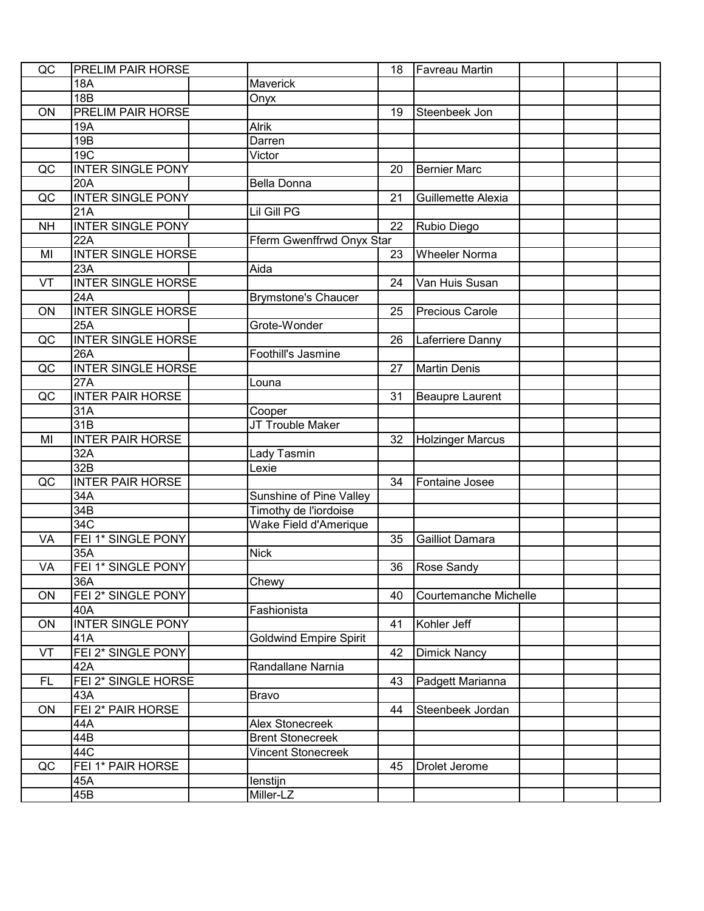| | | | | | | | | |
|---|---|---|---|---|---|---|---|---|
| QC | PRELIM PAIR HORSE | | | 18 | Favreau Martin | | | |
| | 18A | | Maverick | | | | | |
| | 18B | | Onyx | | | | | |
| ON | PRELIM PAIR HORSE | | | 19 | Steenbeek Jon | | | |
| | 19A | | Alrik | | | | | |
| | 19B | | Darren | | | | | |
| | 19C | | Victor | | | | | |
| QC | INTER SINGLE PONY | | | 20 | Bernier Marc | | | |
| | 20A | | Bella Donna | | | | | |
| QC | INTER SINGLE PONY | | | 21 | Guillemette Alexia | | | |
| | 21A | | Lil Gill PG | | | | | |
| NH | INTER SINGLE PONY | | | 22 | Rubio Diego | | | |
| | 22A | | Fferm Gwenffrwd Onyx Star | | | | | |
| MI | INTER SINGLE HORSE | | | 23 | Wheeler Norma | | | |
| | 23A | | Aida | | | | | |
| VT | INTER SINGLE HORSE | | | 24 | Van Huis Susan | | | |
| | 24A | | Brymstone's Chaucer | | | | | |
| ON | INTER SINGLE HORSE | | | 25 | Precious Carole | | | |
| | 25A | | Grote-Wonder | | | | | |
| QC | INTER SINGLE HORSE | | | 26 | Laferriere Danny | | | |
| | 26A | | Foothill's Jasmine | | | | | |
| QC | INTER SINGLE HORSE | | | 27 | Martin Denis | | | |
| | 27A | | Louna | | | | | |
| QC | INTER PAIR HORSE | | | 31 | Beaupre Laurent | | | |
| | 31A | | Cooper | | | | | |
| | 31B | | JT Trouble Maker | | | | | |
| MI | INTER PAIR HORSE | | | 32 | Holzinger Marcus | | | |
| | 32A | | Lady Tasmin | | | | | |
| | 32B | | Lexie | | | | | |
| QC | INTER PAIR HORSE | | | 34 | Fontaine Josee | | | |
| | 34A | | Sunshine of Pine Valley | | | | | |
| | 34B | | Timothy de l'iordoise | | | | | |
| | 34C | | Wake Field d'Amerique | | | | | |
| VA | FEI 1* SINGLE PONY | | | 35 | Gailliot Damara | | | |
| | 35A | | Nick | | | | | |
| VA | FEI 1* SINGLE PONY | | | 36 | Rose Sandy | | | |
| | 36A | | Chewy | | | | | |
| ON | FEI 2* SINGLE PONY | | | 40 | Courtemanche Michelle | | | |
| | 40A | | Fashionista | | | | | |
| ON | INTER SINGLE PONY | | | 41 | Kohler Jeff | | | |
| | 41A | | Goldwind Empire Spirit | | | | | |
| VT | FEI 2* SINGLE PONY | | | 42 | Dimick Nancy | | | |
| | 42A | | Randallane Narnia | | | | | |
| FL | FEI 2* SINGLE HORSE | | | 43 | Padgett Marianna | | | |
| | 43A | | Bravo | | | | | |
| ON | FEI 2* PAIR HORSE | | | 44 | Steenbeek Jordan | | | |
| | 44A | | Alex Stonecreek | | | | | |
| | 44B | | Brent Stonecreek | | | | | |
| | 44C | | Vincent Stonecreek | | | | | |
| QC | FEI 1* PAIR HORSE | | | 45 | Drolet Jerome | | | |
| | 45A | | Ienstijn | | | | | |
| | 45B | | Miller-LZ | | | | | |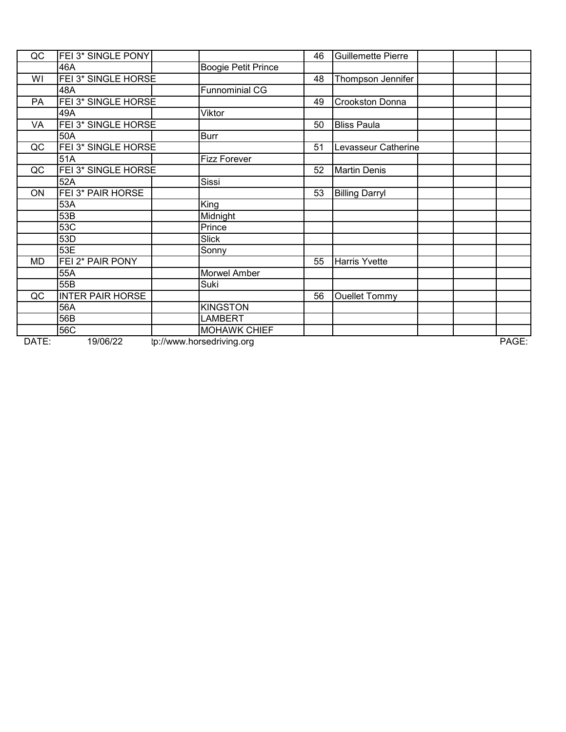| | | | | | | | | |
|---|---|---|---|---|---|---|---|---|
| QC | FEI 3* SINGLE PONY | | | 46 | Guillemette Pierre | | | |
| | 46A | | Boogie Petit Prince | | | | | |
| WI | FEI 3* SINGLE HORSE | | | 48 | Thompson Jennifer | | | |
| | 48A | | Funnominial CG | | | | | |
| PA | FEI 3* SINGLE HORSE | | | 49 | Crookston Donna | | | |
| | 49A | | Viktor | | | | | |
| VA | FEI 3* SINGLE HORSE | | | 50 | Bliss Paula | | | |
| | 50A | | Burr | | | | | |
| QC | FEI 3* SINGLE HORSE | | | 51 | Levasseur Catherine | | | |
| | 51A | | Fizz Forever | | | | | |
| QC | FEI 3* SINGLE HORSE | | | 52 | Martin Denis | | | |
| | 52A | | Sissi | | | | | |
| ON | FEI 3* PAIR HORSE | | | 53 | Billing Darryl | | | |
| | 53A | | King | | | | | |
| | 53B | | Midnight | | | | | |
| | 53C | | Prince | | | | | |
| | 53D | | Slick | | | | | |
| | 53E | | Sonny | | | | | |
| MD | FEI 2* PAIR PONY | | | 55 | Harris Yvette | | | |
| | 55A | | Morwel Amber | | | | | |
| | 55B | | Suki | | | | | |
| QC | INTER PAIR HORSE | | | 56 | Ouellet Tommy | | | |
| | 56A | | KINGSTON | | | | | |
| | 56B | | LAMBERT | | | | | |
| | 56C | | MOHAWK CHIEF | | | | | |

DATE: 19/06/22 tp://www.horsedriving.org PAGE: